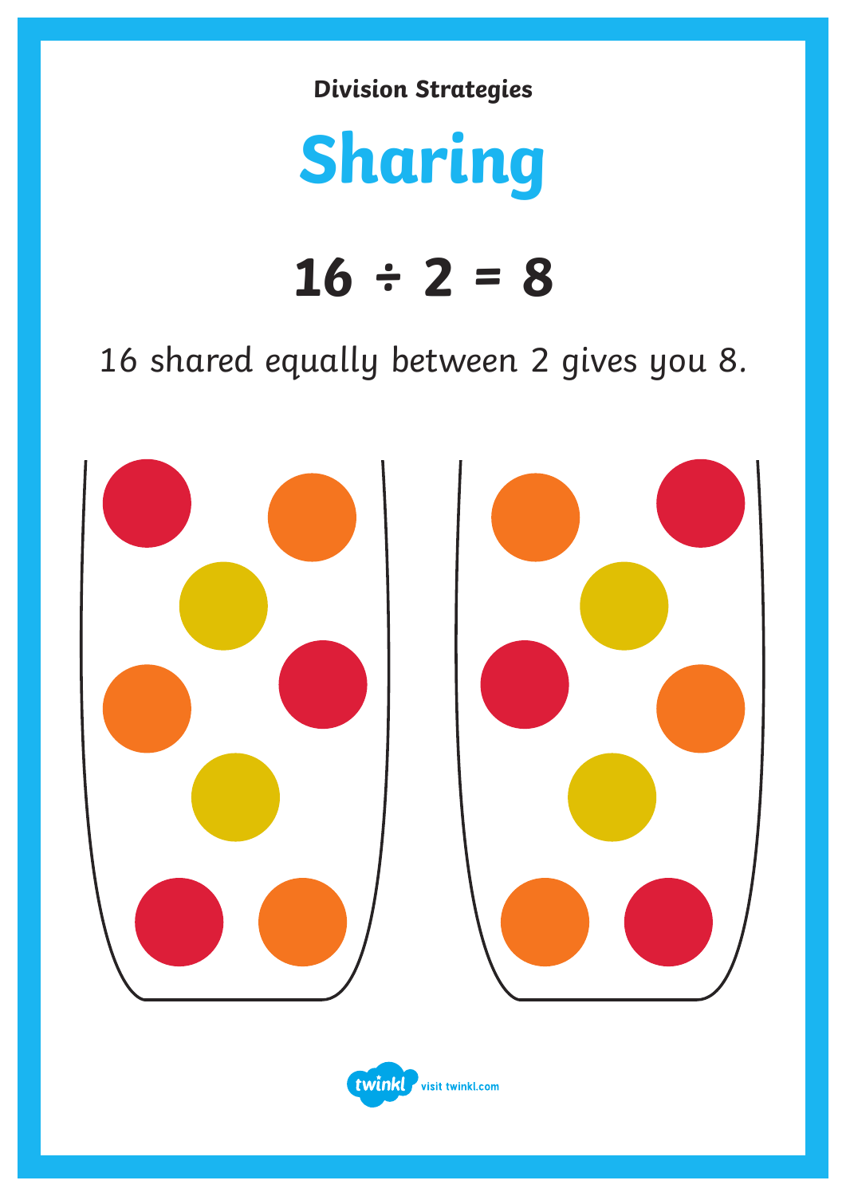**Division Strategies**

# Sharing

## $16 \div 2 = 8$

16 shared equally between 2 gives you 8.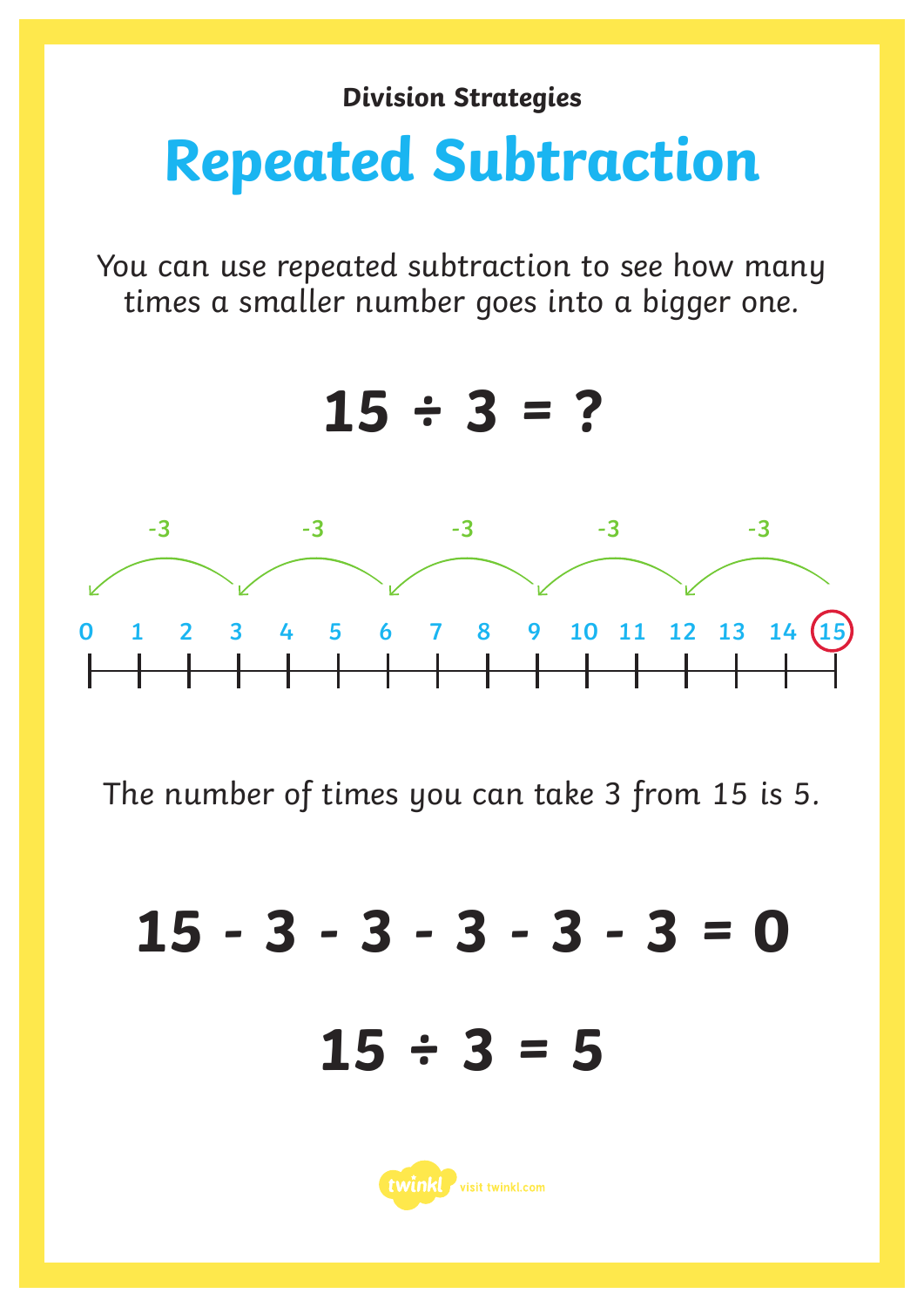### Division Strategies

# Repeated Subtraction

You can use repeated subtraction to see how many times a smaller number goes into a bigger one.

$$15 \div 3 = ?$$

-3 -3 -3 -3 -3

0 1 2 3 4 5 6 7 8 9 10 11 12 13 14 15

The number of times you can take 3 from 15 is 5.

$$15 - 3 - 3 - 3 - 3 - 3 = 0$$

$$15 \div 3 = 5$$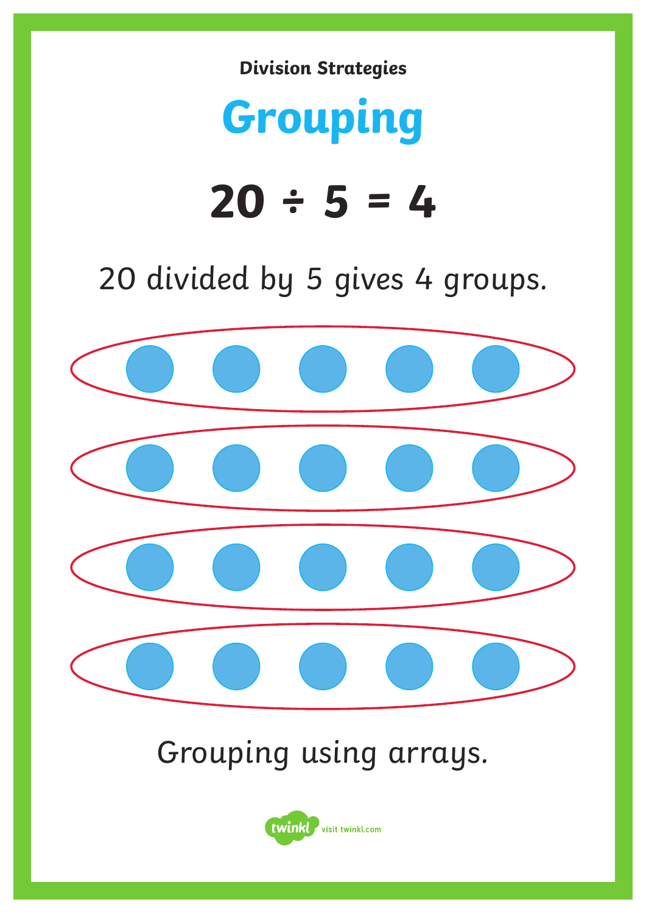**Division Strategies**

# Grouping

## $20 \div 5 = 4$

20 divided by 5 gives 4 groups.

Grouping using arrays.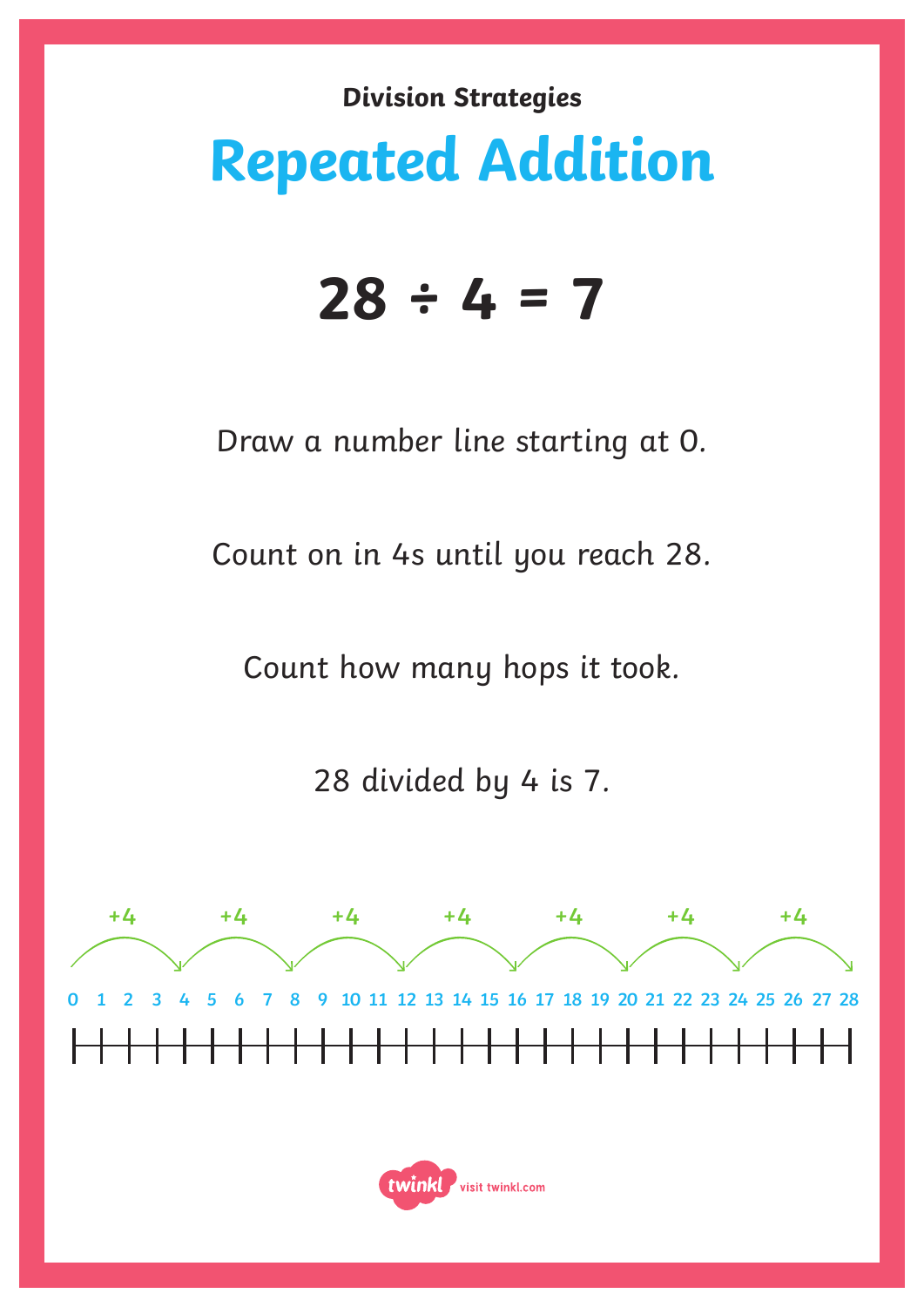**Division Strategies**

# Repeated Addition

$$28 \div 4 = 7$$

Draw a number line starting at 0.

Count on in 4s until you reach 28.

Count how many hops it took.

28 divided by 4 is 7.

+4 +4 +4 +4 +4 +4 +4

0 1 2 3 4 5 6 7 8 9 10 11 12 13 14 15 16 17 18 19 20 21 22 23 24 25 26 27 28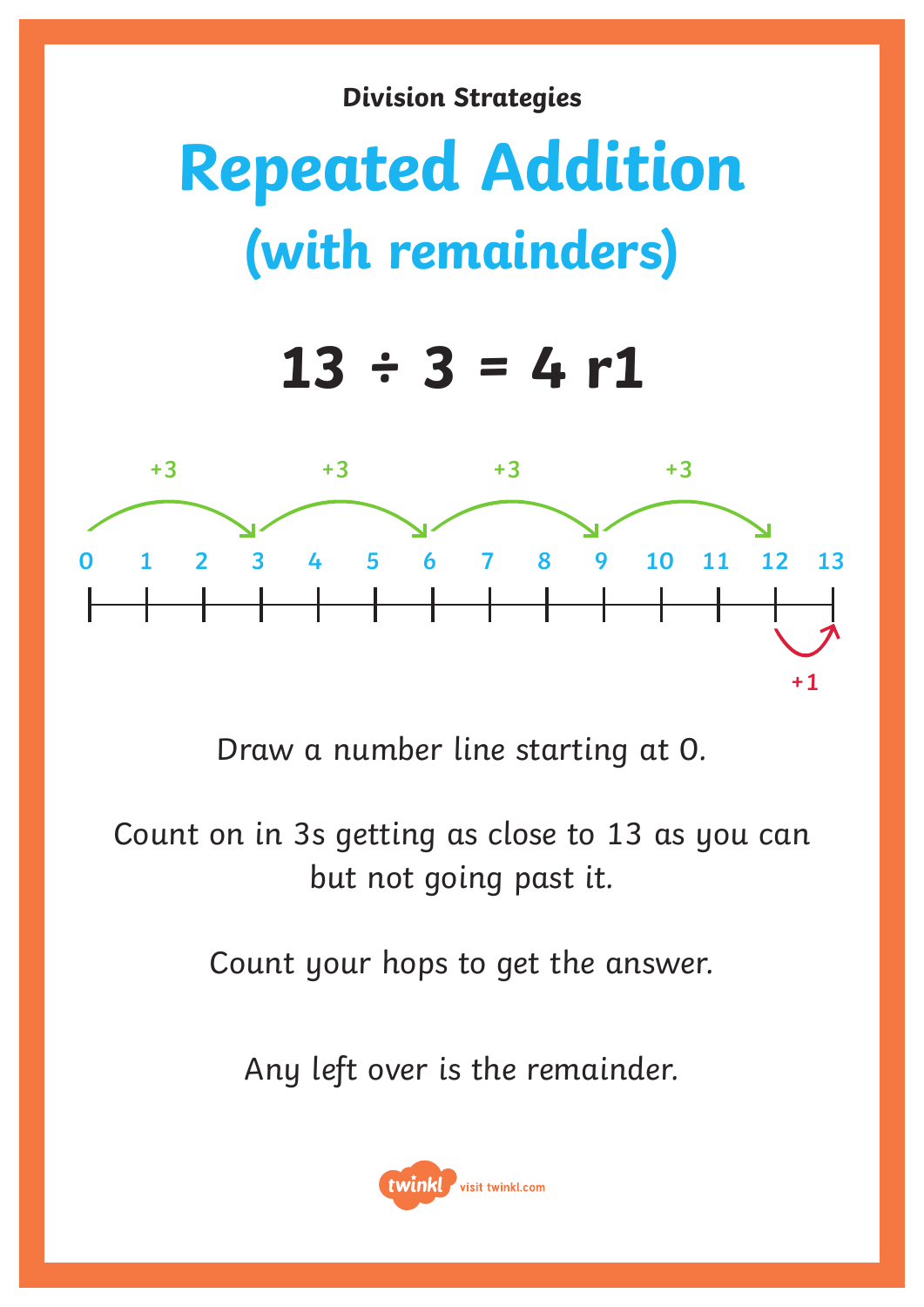Division Strategies

# Repeated Addition

## (with remainders)

$$13 \div 3 = 4 \text{ r}1$$

Draw a number line starting at 0.

Count on in 3s getting as close to 13 as you can but not going past it.

Count your hops to get the answer.

Any left over is the remainder.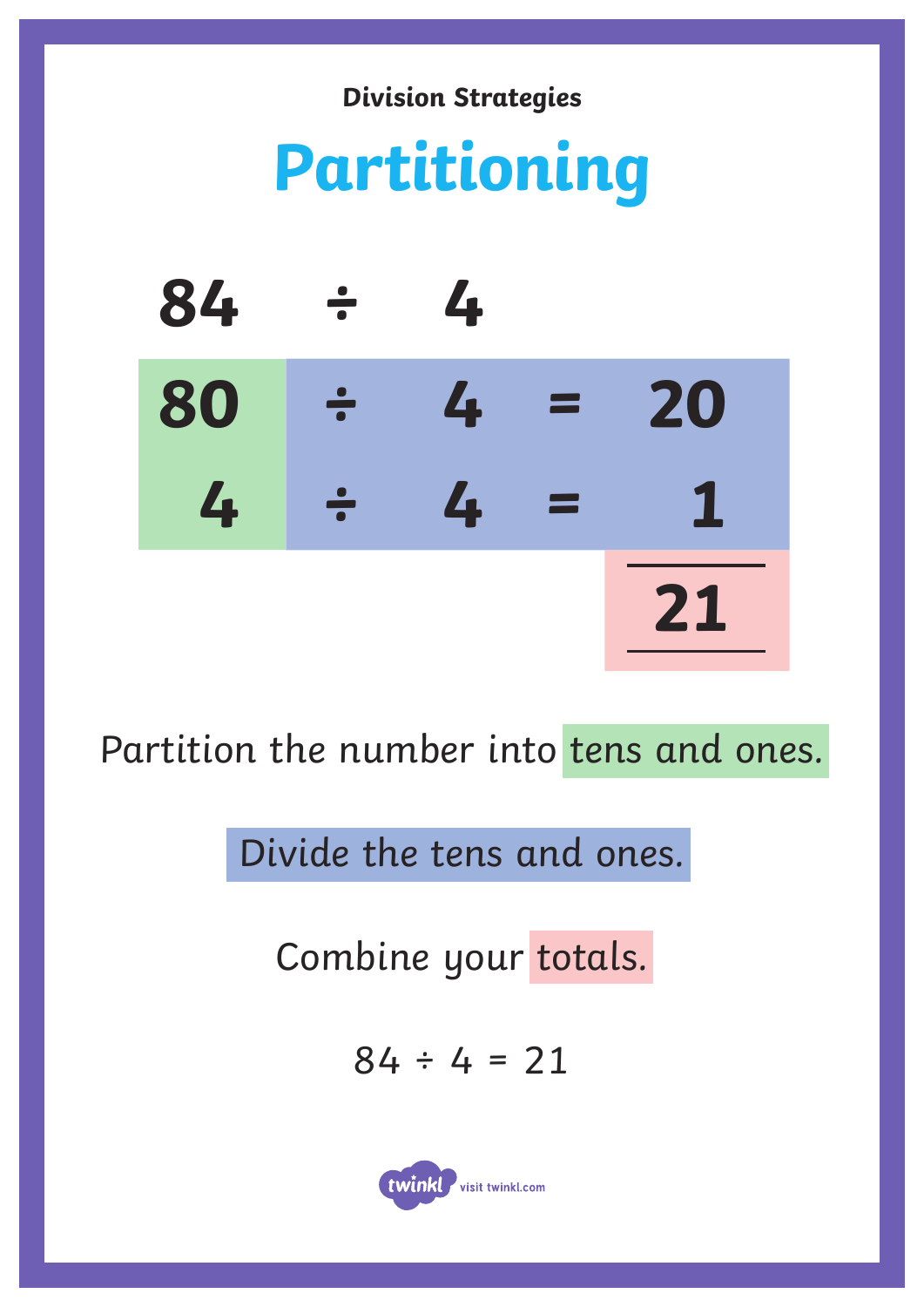Division Strategies

# Partitioning

$84 \div 4$

$80 \div 4 = 20$

$4 \div 4 = 1$

$21$

Partition the number into tens and ones.

Divide the tens and ones.

Combine your totals.

$84 \div 4 = 21$

twinkl visit twinkl.com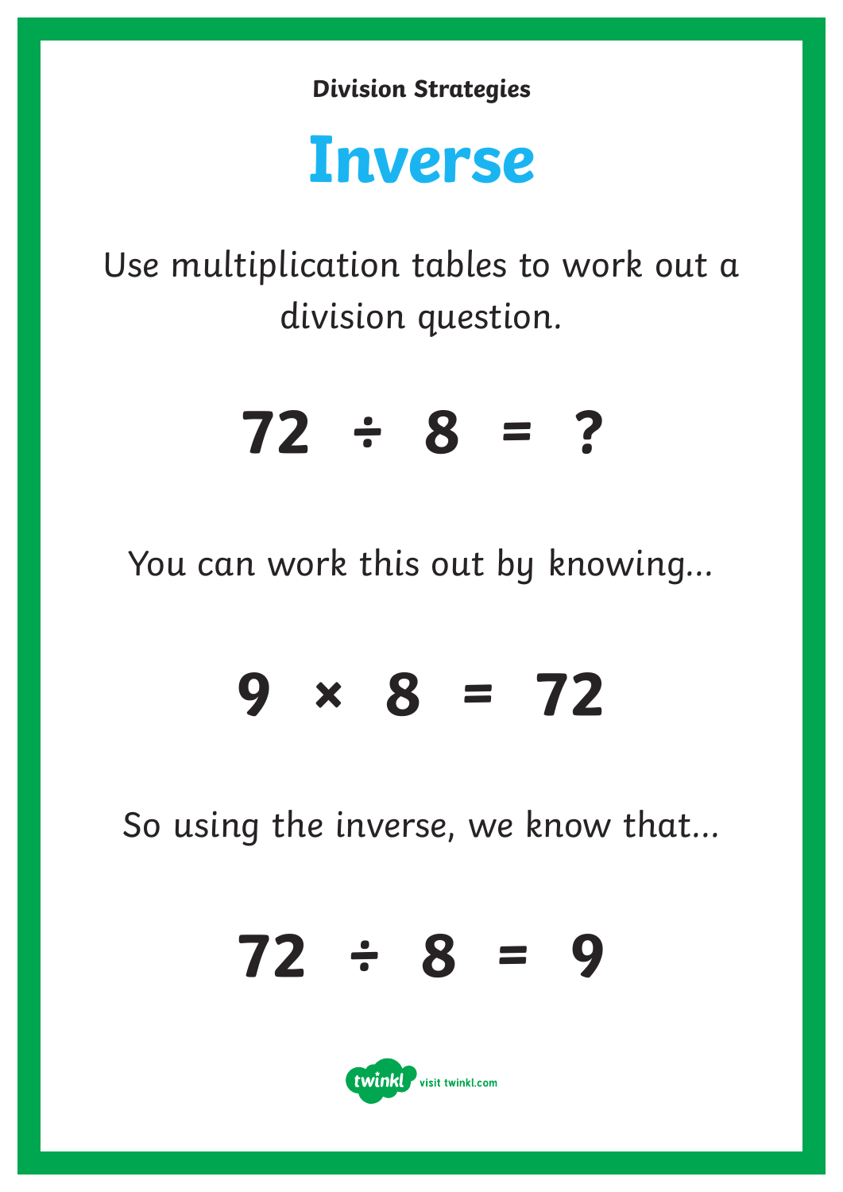**Division Strategies**

# Inverse

Use multiplication tables to work out a division question.

$$72 \div 8 = ?$$

You can work this out by knowing...

$$9 \times 8 = 72$$

So using the inverse, we know that...

$$72 \div 8 = 9$$

visit twinkl.com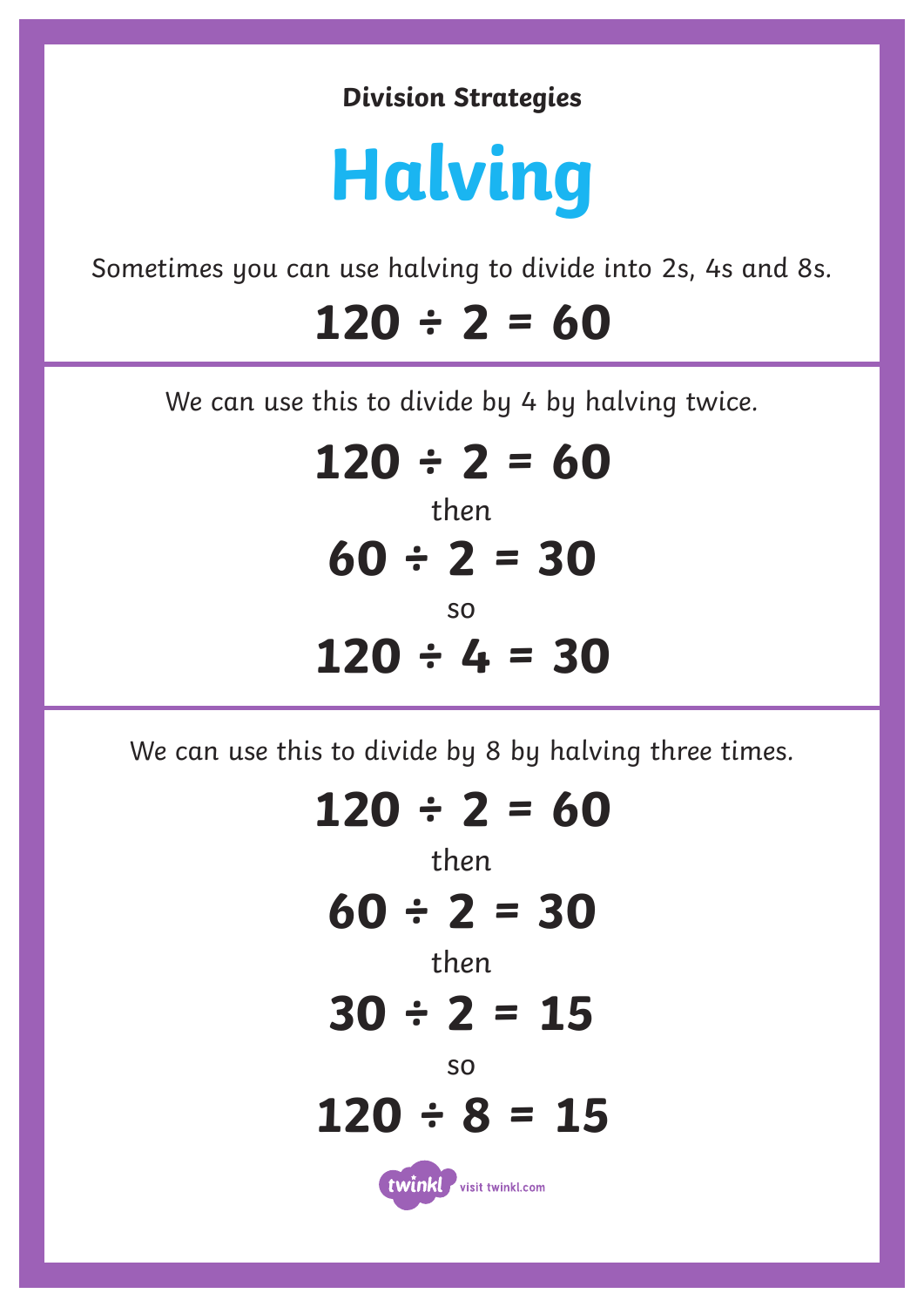**Division Strategies**

# Halving

Sometimes you can use halving to divide into 2s, 4s and 8s.

$$120 \div 2 = 60$$

---

We can use this to divide by 4 by halving twice.

$$120 \div 2 = 60$$

then

$$60 \div 2 = 30$$

so

$$120 \div 4 = 30$$

---

We can use this to divide by 8 by halving three times.

$$120 \div 2 = 60$$

then

$$60 \div 2 = 30$$

then

$$30 \div 2 = 15$$

so

$$120 \div 8 = 15$$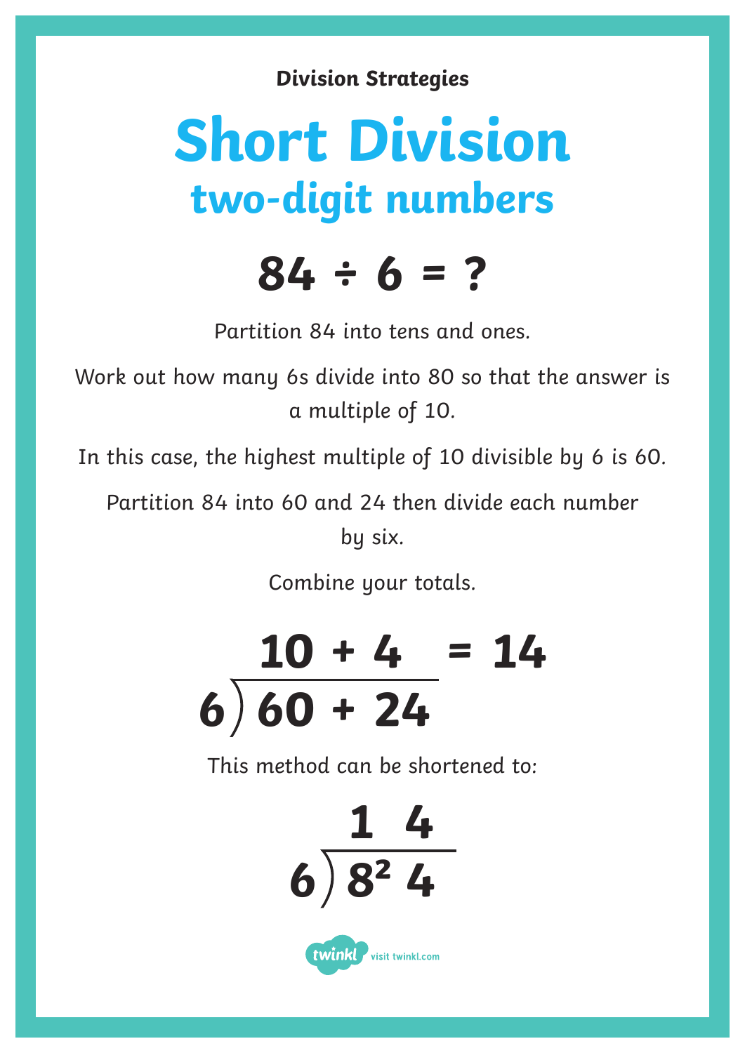**Division Strategies**

# Short Division

## two-digit numbers

$$84 \div 6 = ?$$

Partition 84 into tens and ones.

Work out how many 6s divide into 80 so that the answer is a multiple of 10.

In this case, the highest multiple of 10 divisible by 6 is 60.

Partition 84 into 60 and 24 then divide each number by six.

Combine your totals.

$$\begin{array}{r} 10 + 4 \\ 6\overline{)\,60 + 24} \end{array} = 14$$

This method can be shortened to:

$$\begin{array}{r} 1\ \ 4 \\ 6\overline{)\,8^{2}\ 4} \end{array}$$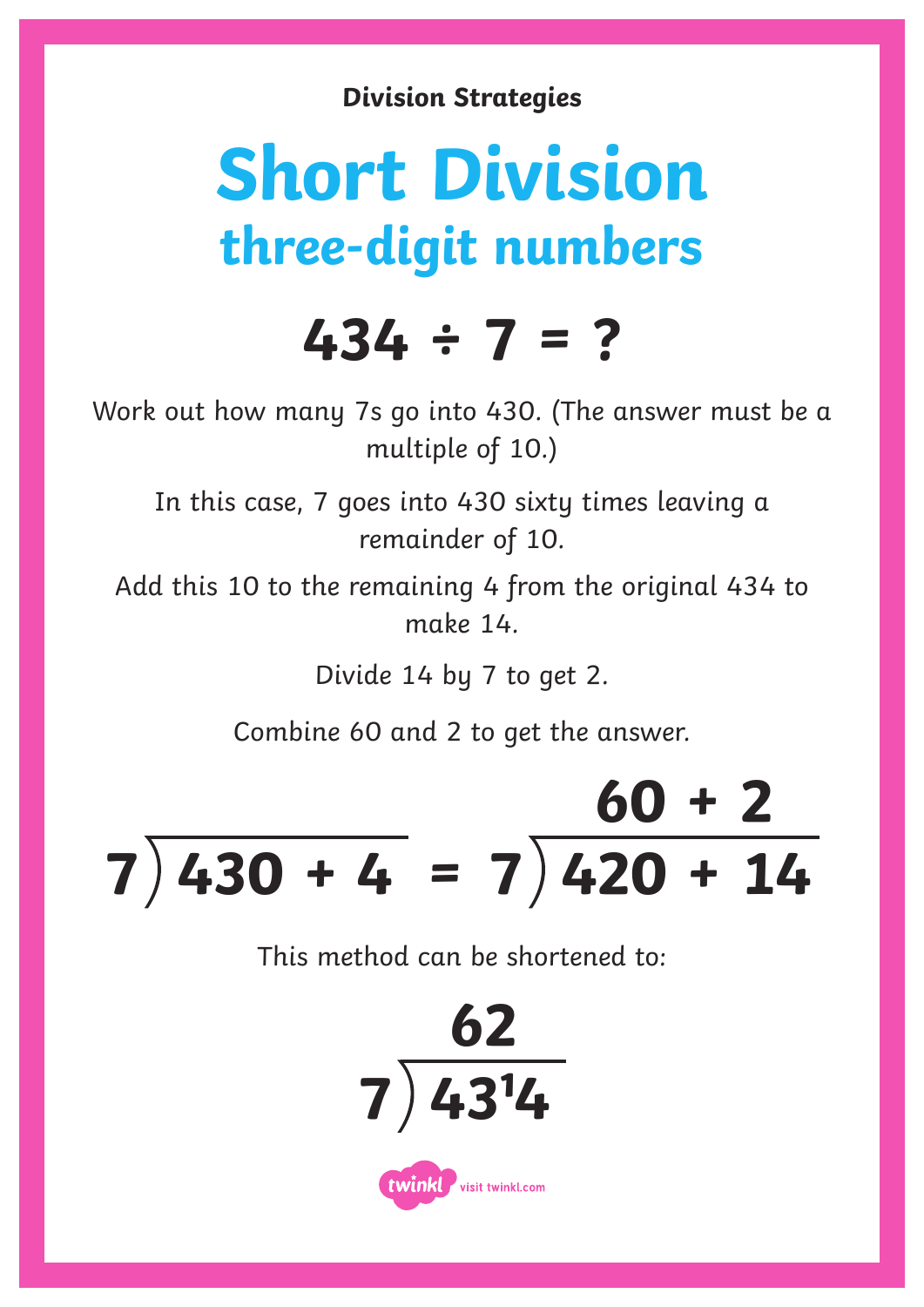**Division Strategies**

# Short Division

## three-digit numbers

$$434 \div 7 = ?$$

Work out how many 7s go into 430. (The answer must be a multiple of 10.)

In this case, 7 goes into 430 sixty times leaving a remainder of 10.

Add this 10 to the remaining 4 from the original 434 to make 14.

Divide 14 by 7 to get 2.

Combine 60 and 2 to get the answer.

$$7\overline{)430 + 4} = 7\overline{)420 + 14} \quad (60 + 2)$$

This method can be shortened to:

$$\begin{array}{r} 62 \\ 7\overline{)43^{1}4} \end{array}$$